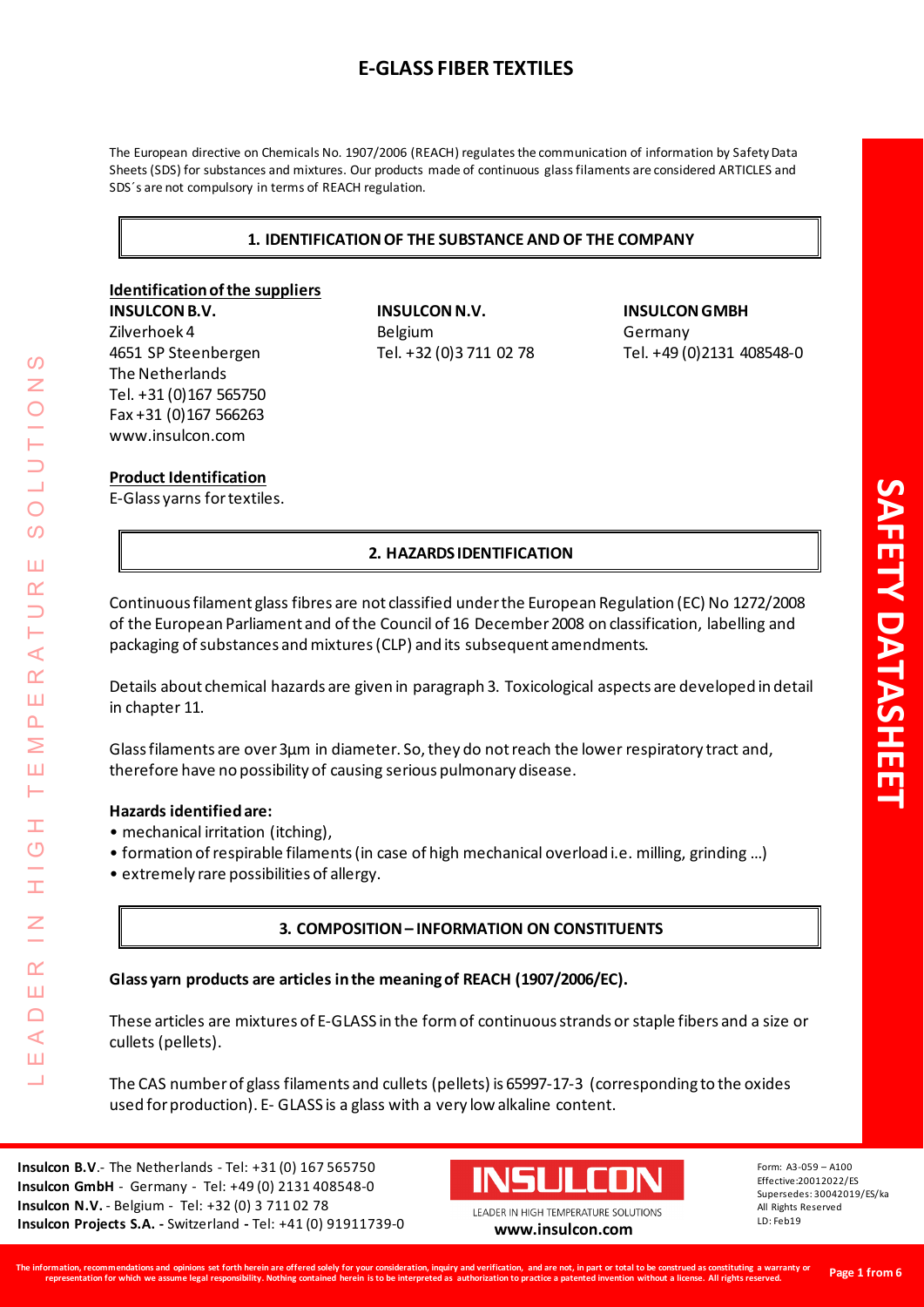# E-GLASS FIBER TEXTILES

The European directive on Chemicals No. 1907/2006 (REACH) regulates the communication of information by Safety Data Sheets (SDS) for substances and mixtures. Our products made of continuous glass filaments are considered ARTICLES and SDS´s are not compulsory in terms of REACH regulation.

## 1. IDENTIFICATION OF THE SUBSTANCE AND OF THE COMPANY

**Identification of the suppliers**

**INSULCON B.V.**
Zilverhoek 4
4651 SP Steenbergen
The Netherlands
Tel. +31 (0)167 565750
Fax +31 (0)167 566263
www.insulcon.com

**INSULCON N.V.**
Belgium
Tel. +32 (0)3 711 02 78

**INSULCON GMBH**
Germany
Tel. +49 (0)2131 408548-0

**Product Identification**

E-Glass yarns for textiles.

## 2. HAZARDS IDENTIFICATION

Continuous filament glass fibres are not classified under the European Regulation (EC) No 1272/2008 of the European Parliament and of the Council of 16 December 2008 on classification, labelling and packaging of substances and mixtures (CLP) and its subsequent amendments.

Details about chemical hazards are given in paragraph 3. Toxicological aspects are developed in detail in chapter 11.

Glass filaments are over 3µm in diameter. So, they do not reach the lower respiratory tract and, therefore have no possibility of causing serious pulmonary disease.

**Hazards identified are:**

- mechanical irritation (itching),
- formation of respirable filaments (in case of high mechanical overload i.e. milling, grinding …)
- extremely rare possibilities of allergy.

## 3. COMPOSITION – INFORMATION ON CONSTITUENTS

**Glass yarn products are articles in the meaning of REACH (1907/2006/EC).**

These articles are mixtures of E-GLASS in the form of continuous strands or staple fibers and a size or cullets (pellets).

The CAS number of glass filaments and cullets (pellets) is 65997-17-3 (corresponding to the oxides used for production). E- GLASS is a glass with a very low alkaline content.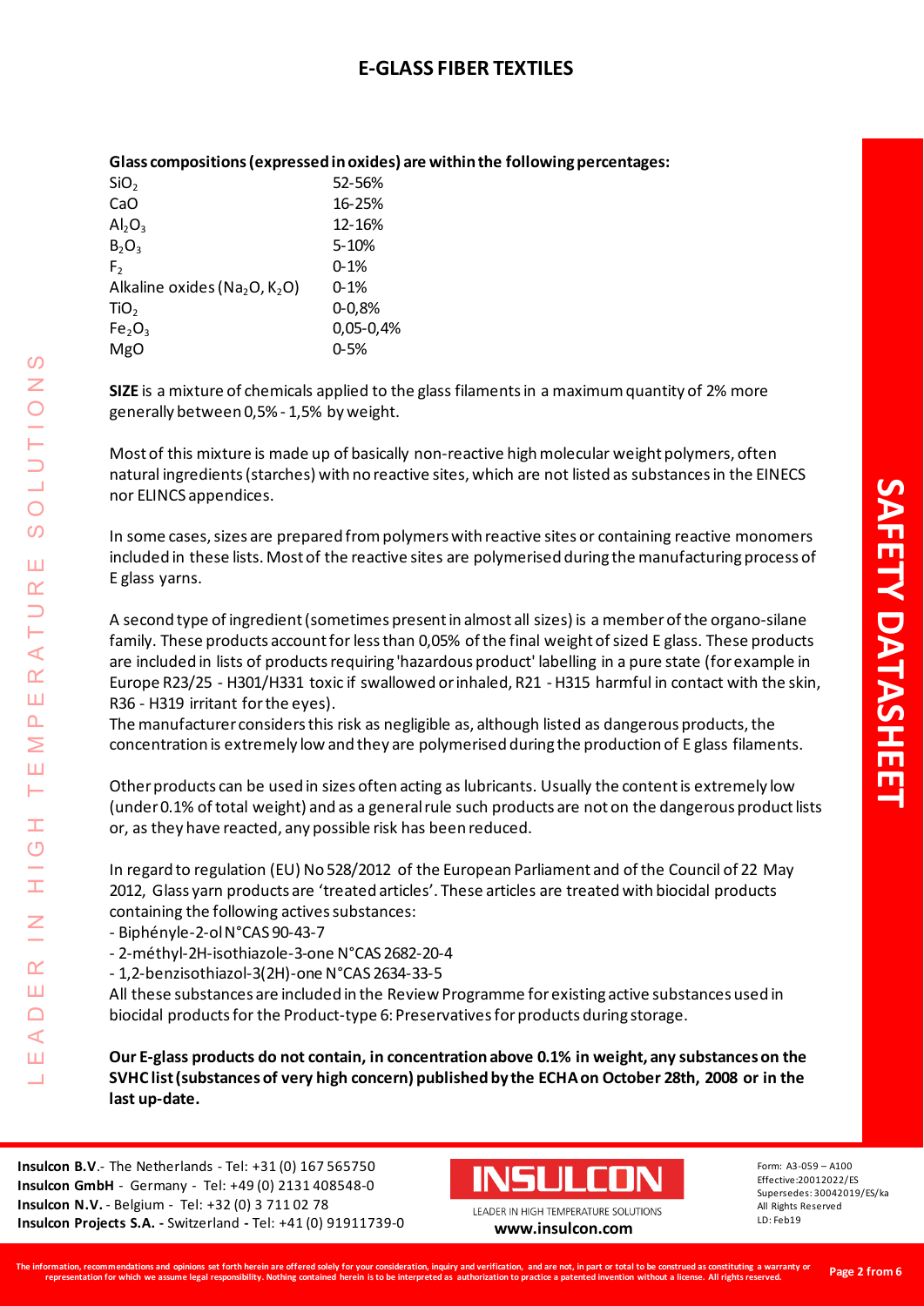# E-GLASS FIBER TEXTILES

**Glass compositions (expressed in oxides) are within the following percentages:**

| | |
|---|---|
| $SiO_2$ | 52-56% |
| CaO | 16-25% |
| $Al_2O_3$ | 12-16% |
| $B_2O_3$ | 5-10% |
| $F_2$ | 0-1% |
| Alkaline oxides ($Na_2O$, $K_2O$) | 0-1% |
| $TiO_2$ | 0-0,8% |
| $Fe_2O_3$ | 0,05-0,4% |
| MgO | 0-5% |

**SIZE** is a mixture of chemicals applied to the glass filaments in a maximum quantity of 2% more generally between 0,5% - 1,5% by weight.

Most of this mixture is made up of basically non-reactive high molecular weight polymers, often natural ingredients (starches) with no reactive sites, which are not listed as substances in the EINECS nor ELINCS appendices.

In some cases, sizes are prepared from polymers with reactive sites or containing reactive monomers included in these lists. Most of the reactive sites are polymerised during the manufacturing process of E glass yarns.

A second type of ingredient (sometimes present in almost all sizes) is a member of the organo-silane family. These products account for less than 0,05% of the final weight of sized E glass. These products are included in lists of products requiring 'hazardous product' labelling in a pure state (for example in Europe R23/25 - H301/H331 toxic if swallowed or inhaled, R21 - H315 harmful in contact with the skin, R36 - H319 irritant for the eyes).
The manufacturer considers this risk as negligible as, although listed as dangerous products, the concentration is extremely low and they are polymerised during the production of E glass filaments.

Other products can be used in sizes often acting as lubricants. Usually the content is extremely low (under 0.1% of total weight) and as a general rule such products are not on the dangerous product lists or, as they have reacted, any possible risk has been reduced.

In regard to regulation (EU) No 528/2012 of the European Parliament and of the Council of 22 May 2012, Glass yarn products are 'treated articles'. These articles are treated with biocidal products containing the following actives substances:

- Biphényle-2-ol N°CAS 90-43-7
- 2-méthyl-2H-isothiazole-3-one N°CAS 2682-20-4
- 1,2-benzisothiazol-3(2H)-one N°CAS 2634-33-5

All these substances are included in the Review Programme for existing active substances used in biocidal products for the Product-type 6: Preservatives for products during storage.

**Our E-glass products do not contain, in concentration above 0.1% in weight, any substances on the SVHC list (substances of very high concern) published by the ECHA on October 28th, 2008 or in the last up-date.**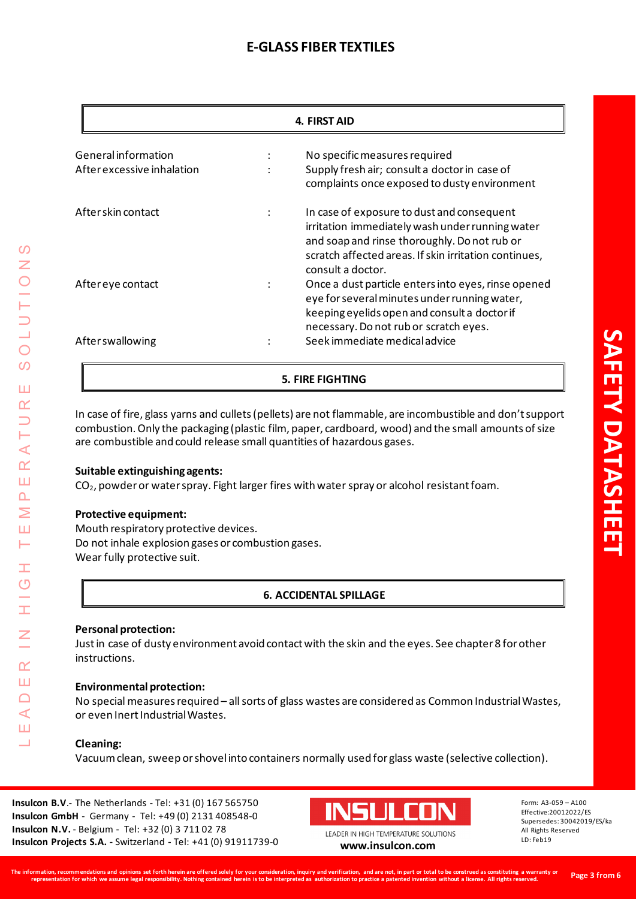# E-GLASS FIBER TEXTILES

## 4. FIRST AID

| | | |
|---|---|---|
| General information | : | No specific measures required |
| After excessive inhalation | : | Supply fresh air; consult a doctor in case of complaints once exposed to dusty environment |
| After skin contact | : | In case of exposure to dust and consequent irritation immediately wash under running water and soap and rinse thoroughly. Do not rub or scratch affected areas. If skin irritation continues, consult a doctor. |
| After eye contact | : | Once a dust particle enters into eyes, rinse opened eye for several minutes under running water, keeping eyelids open and consult a doctor if necessary. Do not rub or scratch eyes. |
| After swallowing | : | Seek immediate medical advice |

## 5. FIRE FIGHTING

In case of fire, glass yarns and cullets (pellets) are not flammable, are incombustible and don't support combustion. Only the packaging (plastic film, paper, cardboard, wood) and the small amounts of size are combustible and could release small quantities of hazardous gases.

**Suitable extinguishing agents:**

$CO_2$, powder or water spray. Fight larger fires with water spray or alcohol resistant foam.

**Protective equipment:**

Mouth respiratory protective devices.
Do not inhale explosion gases or combustion gases.
Wear fully protective suit.

## 6. ACCIDENTAL SPILLAGE

**Personal protection:**

Just in case of dusty environment avoid contact with the skin and the eyes. See chapter 8 for other instructions.

**Environmental protection:**

No special measures required – all sorts of glass wastes are considered as Common Industrial Wastes, or even Inert Industrial Wastes.

**Cleaning:**

Vacuum clean, sweep or shovel into containers normally used for glass waste (selective collection).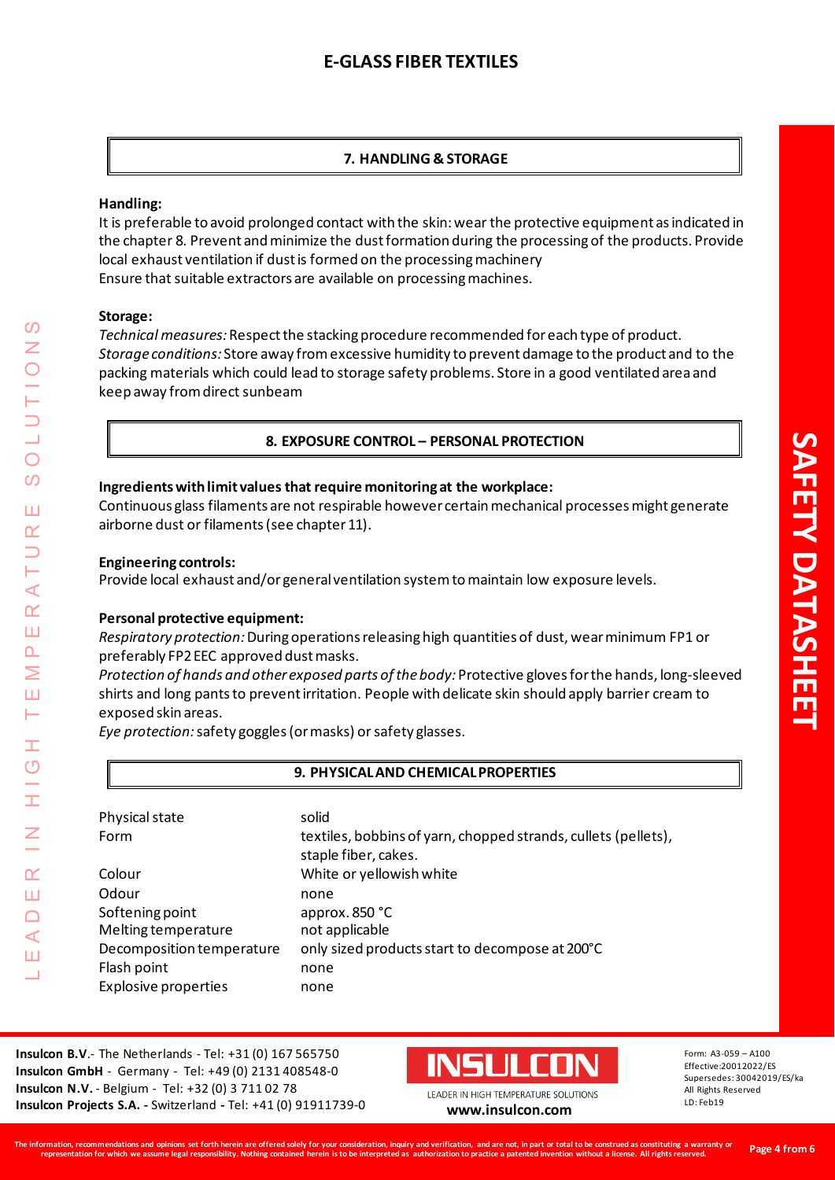## 7. HANDLING & STORAGE

**Handling:**

It is preferable to avoid prolonged contact with the skin: wear the protective equipment as indicated in the chapter 8. Prevent and minimize the dust formation during the processing of the products. Provide local exhaust ventilation if dust is formed on the processing machinery

Ensure that suitable extractors are available on processing machines.

**Storage:**

*Technical measures:* Respect the stacking procedure recommended for each type of product.

*Storage conditions:* Store away from excessive humidity to prevent damage to the product and to the packing materials which could lead to storage safety problems. Store in a good ventilated area and keep away from direct sunbeam

## 8. EXPOSURE CONTROL – PERSONAL PROTECTION

**Ingredients with limit values that require monitoring at the workplace:**

Continuous glass filaments are not respirable however certain mechanical processes might generate airborne dust or filaments (see chapter 11).

**Engineering controls:**

Provide local exhaust and/or general ventilation system to maintain low exposure levels.

**Personal protective equipment:**

*Respiratory protection:* During operations releasing high quantities of dust, wear minimum FP1 or preferably FP2 EEC approved dust masks.

*Protection of hands and other exposed parts of the body:* Protective gloves for the hands, long-sleeved shirts and long pants to prevent irritation. People with delicate skin should apply barrier cream to exposed skin areas.

*Eye protection:* safety goggles (or masks) or safety glasses.

## 9. PHYSICAL AND CHEMICAL PROPERTIES

| | |
|---|---|
| Physical state | solid |
| Form | textiles, bobbins of yarn, chopped strands, cullets (pellets), staple fiber, cakes. |
| Colour | White or yellowish white |
| Odour | none |
| Softening point | approx. 850 °C |
| Melting temperature | not applicable |
| Decomposition temperature | only sized products start to decompose at 200°C |
| Flash point | none |
| Explosive properties | none |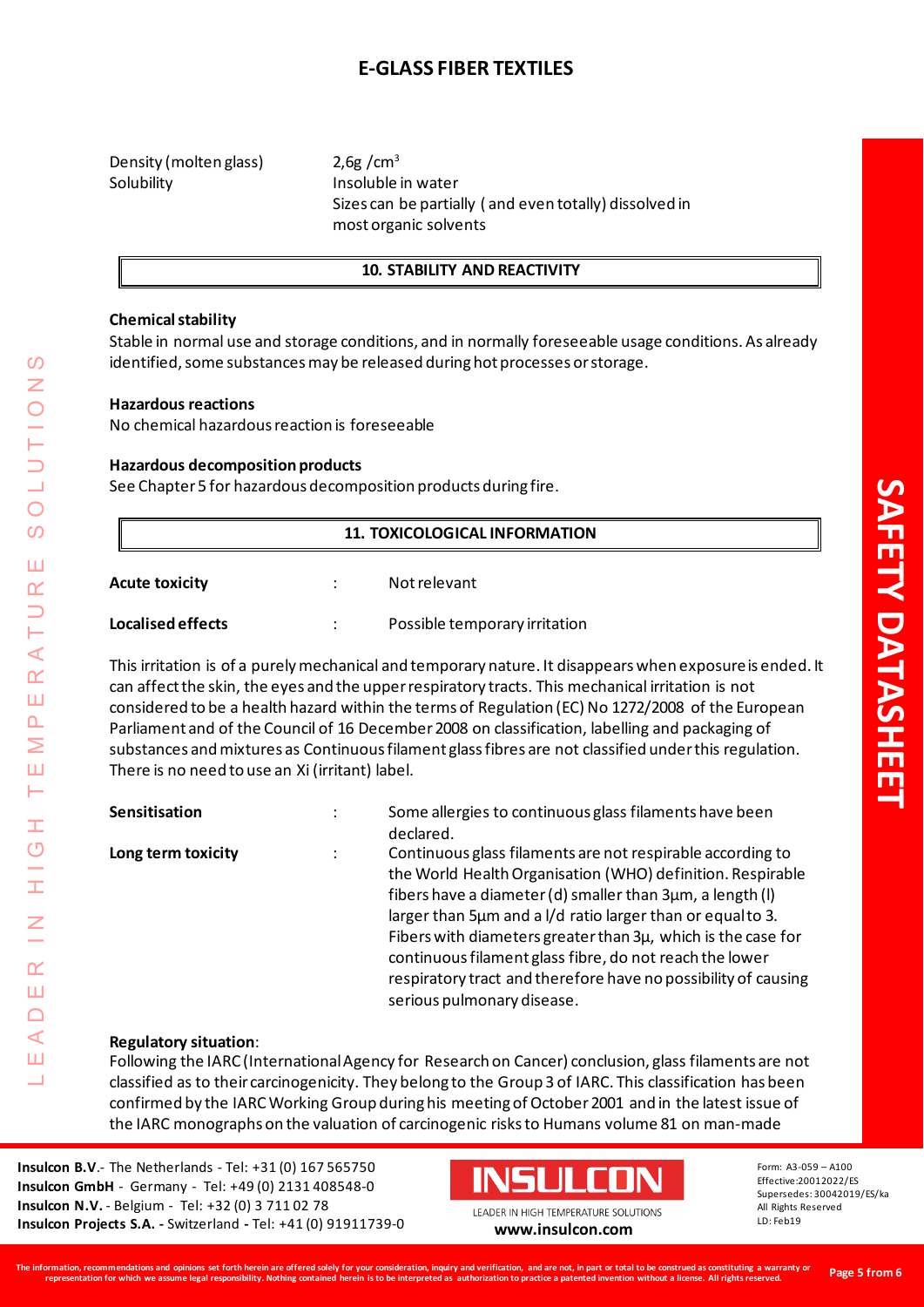Density (molten glass) 2,6g /cm$^3$

Solubility Insoluble in water
Sizes can be partially ( and even totally) dissolved in most organic solvents

## 10. STABILITY AND REACTIVITY

**Chemical stability**

Stable in normal use and storage conditions, and in normally foreseeable usage conditions. As already identified, some substances may be released during hot processes or storage.

**Hazardous reactions**

No chemical hazardous reaction is foreseeable

**Hazardous decomposition products**

See Chapter 5 for hazardous decomposition products during fire.

## 11. TOXICOLOGICAL INFORMATION

**Acute toxicity** : Not relevant

**Localised effects** : Possible temporary irritation

This irritation is of a purely mechanical and temporary nature. It disappears when exposure is ended. It can affect the skin, the eyes and the upper respiratory tracts. This mechanical irritation is not considered to be a health hazard within the terms of Regulation (EC) No 1272/2008 of the European Parliament and of the Council of 16 December 2008 on classification, labelling and packaging of substances and mixtures as Continuous filament glass fibres are not classified under this regulation. There is no need to use an Xi (irritant) label.

**Sensitisation** : Some allergies to continuous glass filaments have been declared.

**Long term toxicity** : Continuous glass filaments are not respirable according to the World Health Organisation (WHO) definition. Respirable fibers have a diameter (d) smaller than 3µm, a length (l) larger than 5µm and a l/d ratio larger than or equal to 3. Fibers with diameters greater than 3µ, which is the case for continuous filament glass fibre, do not reach the lower respiratory tract and therefore have no possibility of causing serious pulmonary disease.

**Regulatory situation**:

Following the IARC (International Agency for Research on Cancer) conclusion, glass filaments are not classified as to their carcinogenicity. They belong to the Group 3 of IARC. This classification has been confirmed by the IARC Working Group during his meeting of October 2001 and in the latest issue of the IARC monographs on the valuation of carcinogenic risks to Humans volume 81 on man-made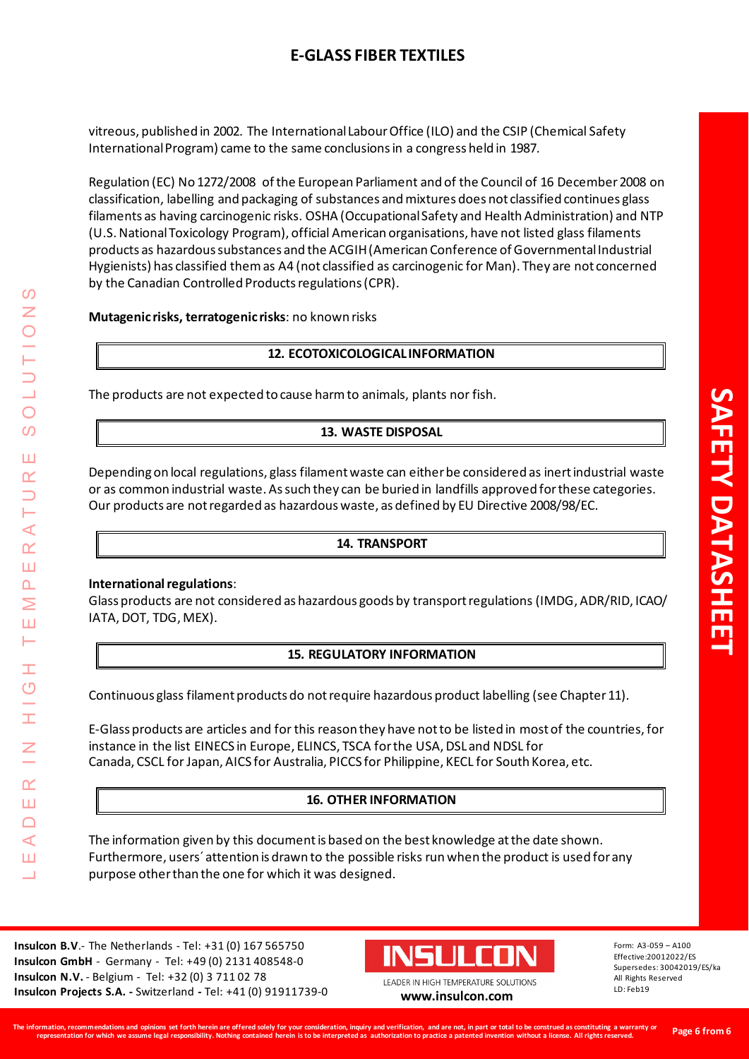vitreous, published in 2002. The International Labour Office (ILO) and the CSIP (Chemical Safety International Program) came to the same conclusions in a congress held in 1987.

Regulation (EC) No 1272/2008 of the European Parliament and of the Council of 16 December 2008 on classification, labelling and packaging of substances and mixtures does not classified continues glass filaments as having carcinogenic risks. OSHA (Occupational Safety and Health Administration) and NTP (U.S. National Toxicology Program), official American organisations, have not listed glass filaments products as hazardous substances and the ACGIH (American Conference of Governmental Industrial Hygienists) has classified them as A4 (not classified as carcinogenic for Man). They are not concerned by the Canadian Controlled Products regulations (CPR).

**Mutagenic risks, terratogenic risks**: no known risks

## 12. ECOTOXICOLOGICAL INFORMATION

The products are not expected to cause harm to animals, plants nor fish.

## 13. WASTE DISPOSAL

Depending on local regulations, glass filament waste can either be considered as inert industrial waste or as common industrial waste. As such they can be buried in landfills approved for these categories. Our products are not regarded as hazardous waste, as defined by EU Directive 2008/98/EC.

## 14. TRANSPORT

**International regulations**:
Glass products are not considered as hazardous goods by transport regulations (IMDG, ADR/RID, ICAO/ IATA, DOT, TDG, MEX).

## 15. REGULATORY INFORMATION

Continuous glass filament products do not require hazardous product labelling (see Chapter 11).

E-Glass products are articles and for this reason they have not to be listed in most of the countries, for instance in the list EINECS in Europe, ELINCS, TSCA for the USA, DSL and NDSL for Canada, CSCL for Japan, AICS for Australia, PICCS for Philippine, KECL for South Korea, etc.

## 16. OTHER INFORMATION

The information given by this document is based on the best knowledge at the date shown. Furthermore, users´ attention is drawn to the possible risks run when the product is used for any purpose other than the one for which it was designed.